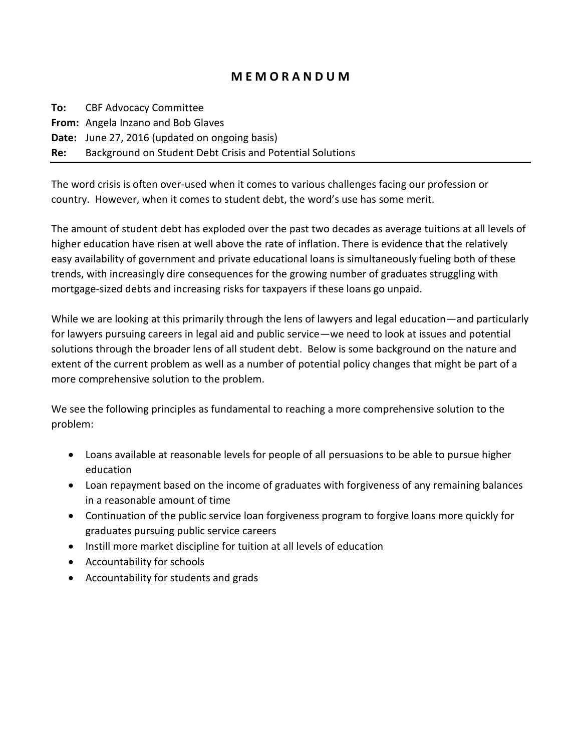# M E M O R A N D U M

**To:** CBF Advocacy Committee  
**From:** Angela Inzano and Bob Glaves  
**Date:** June 27, 2016 (updated on ongoing basis)  
**Re:** Background on Student Debt Crisis and Potential Solutions

---

The word crisis is often over-used when it comes to various challenges facing our profession or country. However, when it comes to student debt, the word's use has some merit.

The amount of student debt has exploded over the past two decades as average tuitions at all levels of higher education have risen at well above the rate of inflation. There is evidence that the relatively easy availability of government and private educational loans is simultaneously fueling both of these trends, with increasingly dire consequences for the growing number of graduates struggling with mortgage-sized debts and increasing risks for taxpayers if these loans go unpaid.

While we are looking at this primarily through the lens of lawyers and legal education—and particularly for lawyers pursuing careers in legal aid and public service—we need to look at issues and potential solutions through the broader lens of all student debt. Below is some background on the nature and extent of the current problem as well as a number of potential policy changes that might be part of a more comprehensive solution to the problem.

We see the following principles as fundamental to reaching a more comprehensive solution to the problem:

- Loans available at reasonable levels for people of all persuasions to be able to pursue higher education
- Loan repayment based on the income of graduates with forgiveness of any remaining balances in a reasonable amount of time
- Continuation of the public service loan forgiveness program to forgive loans more quickly for graduates pursuing public service careers
- Instill more market discipline for tuition at all levels of education
- Accountability for schools
- Accountability for students and grads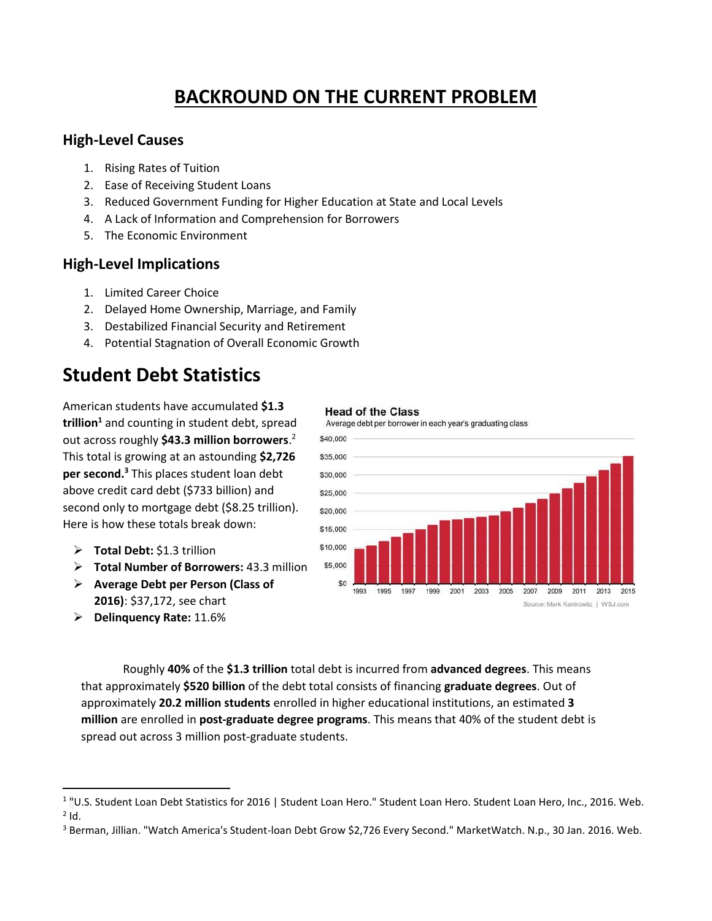# BACKROUND ON THE CURRENT PROBLEM

### High-Level Causes

1. Rising Rates of Tuition
2. Ease of Receiving Student Loans
3. Reduced Government Funding for Higher Education at State and Local Levels
4. A Lack of Information and Comprehension for Borrowers
5. The Economic Environment

### High-Level Implications

1. Limited Career Choice
2. Delayed Home Ownership, Marriage, and Family
3. Destabilized Financial Security and Retirement
4. Potential Stagnation of Overall Economic Growth

## Student Debt Statistics

American students have accumulated **$1.3 trillion**[1] and counting in student debt, spread out across roughly **$43.3 million borrowers**.[2] This total is growing at an astounding **$2,726 per second.**[3] This places student loan debt above credit card debt ($733 billion) and second only to mortgage debt ($8.25 trillion). Here is how these totals break down:

- **Total Debt:** $1.3 trillion
- **Total Number of Borrowers:** 43.3 million
- **Average Debt per Person (Class of 2016)**: $37,172, see chart
- **Delinquency Rate:** 11.6%

**Head of the Class**
Average debt per borrower in each year's graduating class

Source: Mark Kantrowitz | WSJ.com

Roughly **40%** of the **$1.3 trillion** total debt is incurred from **advanced degrees**. This means that approximately **$520 billion** of the debt total consists of financing **graduate degrees**. Out of approximately **20.2 million students** enrolled in higher educational institutions, an estimated **3 million** are enrolled in **post-graduate degree programs**. This means that 40% of the student debt is spread out across 3 million post-graduate students.

---

[1] "U.S. Student Loan Debt Statistics for 2016 | Student Loan Hero." Student Loan Hero. Student Loan Hero, Inc., 2016. Web.
[2] Id.
[3] Berman, Jillian. "Watch America's Student-loan Debt Grow $2,726 Every Second." MarketWatch. N.p., 30 Jan. 2016. Web.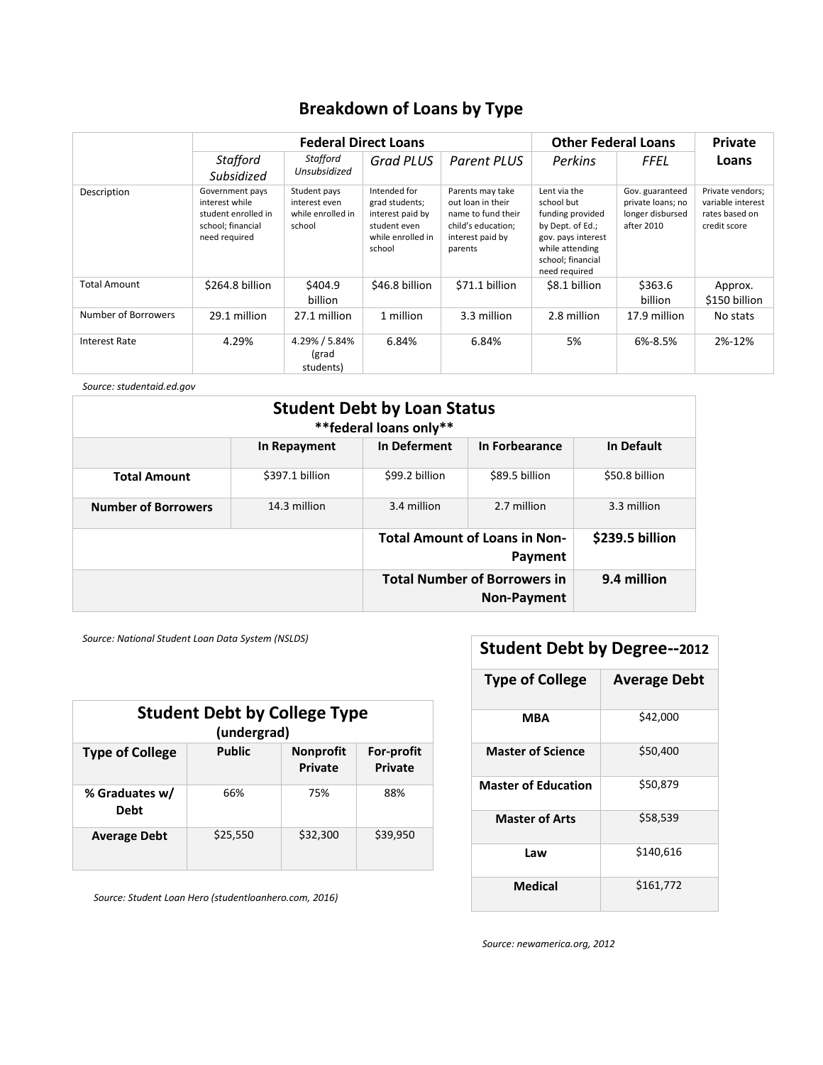## Breakdown of Loans by Type

| | Federal Direct Loans | | | | Other Federal Loans | | Private Loans |
|---|---|---|---|---|---|---|---|
| | *Stafford Subsidized* | *Stafford Unsubsidized* | *Grad PLUS* | *Parent PLUS* | *Perkins* | *FFEL* | |
| Description | Government pays interest while student enrolled in school; financial need required | Student pays interest even while enrolled in school | Intended for grad students; interest paid by student even while enrolled in school | Parents may take out loan in their name to fund their child's education; interest paid by parents | Lent via the school but funding provided by Dept. of Ed.; gov. pays interest while attending school; financial need required | Gov. guaranteed private loans; no longer disbursed after 2010 | Private vendors; variable interest rates based on credit score |
| Total Amount | $264.8 billion | $404.9 billion | $46.8 billion | $71.1 billion | $8.1 billion | $363.6 billion | Approx. $150 billion |
| Number of Borrowers | 29.1 million | 27.1 million | 1 million | 3.3 million | 2.8 million | 17.9 million | No stats |
| Interest Rate | 4.29% | 4.29% / 5.84% (grad students) | 6.84% | 6.84% | 5% | 6%-8.5% | 2%-12% |

*Source: studentaid.ed.gov*

## Student Debt by Loan Status

**\*\*federal loans only\*\***

| | In Repayment | In Deferment | In Forbearance | In Default |
|---|---|---|---|---|
| **Total Amount** | $397.1 billion | $99.2 billion | $89.5 billion | $50.8 billion |
| **Number of Borrowers** | 14.3 million | 3.4 million | 2.7 million | 3.3 million |
| | | **Total Amount of Loans in Non-Payment** | | **$239.5 billion** |
| | | **Total Number of Borrowers in Non-Payment** | | **9.4 million** |

*Source: National Student Loan Data System (NSLDS)*

## Student Debt by College Type (undergrad)

| Type of College | Public | Nonprofit Private | For-profit Private |
|---|---|---|---|
| **% Graduates w/ Debt** | 66% | 75% | 88% |
| **Average Debt** | $25,550 | $32,300 | $39,950 |

*Source: Student Loan Hero (studentloanhero.com, 2016)*

## Student Debt by Degree--2012

| Type of College | Average Debt |
|---|---|
| **MBA** | $42,000 |
| **Master of Science** | $50,400 |
| **Master of Education** | $50,879 |
| **Master of Arts** | $58,539 |
| **Law** | $140,616 |
| **Medical** | $161,772 |

*Source: newamerica.org, 2012*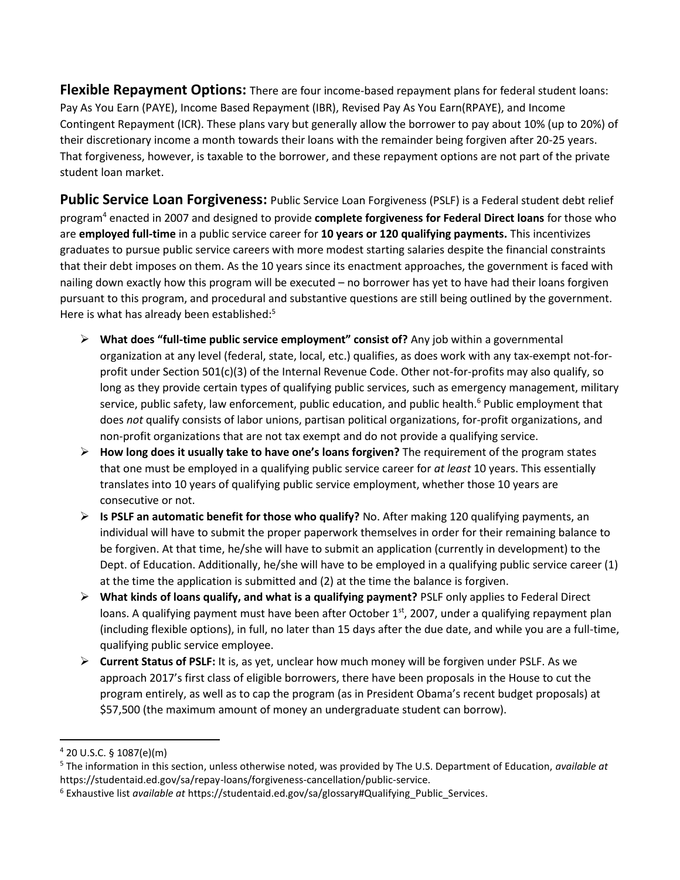**Flexible Repayment Options:** There are four income-based repayment plans for federal student loans: Pay As You Earn (PAYE), Income Based Repayment (IBR), Revised Pay As You Earn(RPAYE), and Income Contingent Repayment (ICR). These plans vary but generally allow the borrower to pay about 10% (up to 20%) of their discretionary income a month towards their loans with the remainder being forgiven after 20-25 years. That forgiveness, however, is taxable to the borrower, and these repayment options are not part of the private student loan market.

**Public Service Loan Forgiveness:** Public Service Loan Forgiveness (PSLF) is a Federal student debt relief program[4] enacted in 2007 and designed to provide **complete forgiveness for Federal Direct loans** for those who are **employed full-time** in a public service career for **10 years or 120 qualifying payments.** This incentivizes graduates to pursue public service careers with more modest starting salaries despite the financial constraints that their debt imposes on them. As the 10 years since its enactment approaches, the government is faced with nailing down exactly how this program will be executed – no borrower has yet to have had their loans forgiven pursuant to this program, and procedural and substantive questions are still being outlined by the government. Here is what has already been established:[5]

- **What does "full-time public service employment" consist of?** Any job within a governmental organization at any level (federal, state, local, etc.) qualifies, as does work with any tax-exempt not-for-profit under Section 501(c)(3) of the Internal Revenue Code. Other not-for-profits may also qualify, so long as they provide certain types of qualifying public services, such as emergency management, military service, public safety, law enforcement, public education, and public health.[6] Public employment that does *not* qualify consists of labor unions, partisan political organizations, for-profit organizations, and non-profit organizations that are not tax exempt and do not provide a qualifying service.
- **How long does it usually take to have one's loans forgiven?** The requirement of the program states that one must be employed in a qualifying public service career for *at least* 10 years. This essentially translates into 10 years of qualifying public service employment, whether those 10 years are consecutive or not.
- **Is PSLF an automatic benefit for those who qualify?** No. After making 120 qualifying payments, an individual will have to submit the proper paperwork themselves in order for their remaining balance to be forgiven. At that time, he/she will have to submit an application (currently in development) to the Dept. of Education. Additionally, he/she will have to be employed in a qualifying public service career (1) at the time the application is submitted and (2) at the time the balance is forgiven.
- **What kinds of loans qualify, and what is a qualifying payment?** PSLF only applies to Federal Direct loans. A qualifying payment must have been after October 1st, 2007, under a qualifying repayment plan (including flexible options), in full, no later than 15 days after the due date, and while you are a full-time, qualifying public service employee.
- **Current Status of PSLF:** It is, as yet, unclear how much money will be forgiven under PSLF. As we approach 2017's first class of eligible borrowers, there have been proposals in the House to cut the program entirely, as well as to cap the program (as in President Obama's recent budget proposals) at $57,500 (the maximum amount of money an undergraduate student can borrow).

---

[4] 20 U.S.C. § 1087(e)(m)

[5] The information in this section, unless otherwise noted, was provided by The U.S. Department of Education, *available at* https://studentaid.ed.gov/sa/repay-loans/forgiveness-cancellation/public-service.

[6] Exhaustive list *available at* https://studentaid.ed.gov/sa/glossary#Qualifying_Public_Services.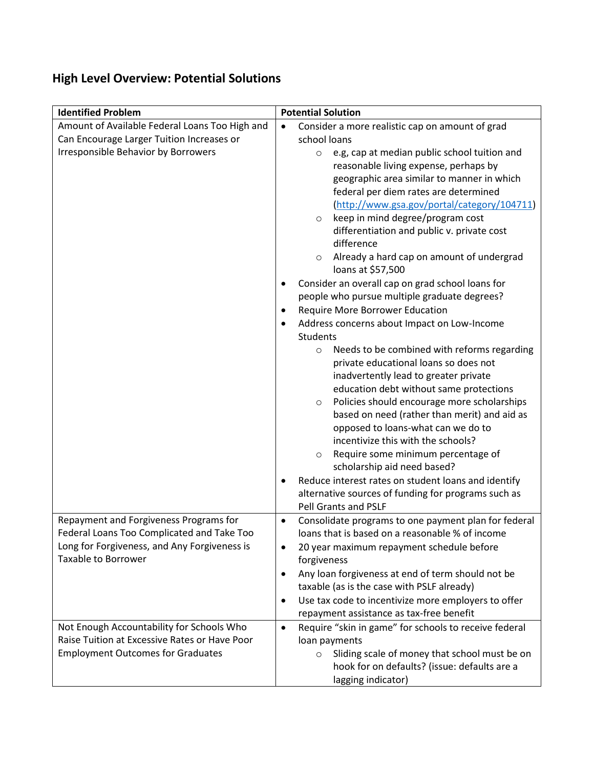## High Level Overview: Potential Solutions

| Identified Problem | Potential Solution |
|---|---|
| Amount of Available Federal Loans Too High and Can Encourage Larger Tuition Increases or Irresponsible Behavior by Borrowers | • Consider a more realistic cap on amount of grad school loans<br>&nbsp;&nbsp;&nbsp;&nbsp;○ e.g, cap at median public school tuition and reasonable living expense, perhaps by geographic area similar to manner in which federal per diem rates are determined (http://www.gsa.gov/portal/category/104711)<br>&nbsp;&nbsp;&nbsp;&nbsp;○ keep in mind degree/program cost differentiation and public v. private cost difference<br>&nbsp;&nbsp;&nbsp;&nbsp;○ Already a hard cap on amount of undergrad loans at $57,500<br>• Consider an overall cap on grad school loans for people who pursue multiple graduate degrees?<br>• Require More Borrower Education<br>• Address concerns about Impact on Low-Income Students<br>&nbsp;&nbsp;&nbsp;&nbsp;○ Needs to be combined with reforms regarding private educational loans so does not inadvertently lead to greater private education debt without same protections<br>&nbsp;&nbsp;&nbsp;&nbsp;○ Policies should encourage more scholarships based on need (rather than merit) and aid as opposed to loans-what can we do to incentivize this with the schools?<br>&nbsp;&nbsp;&nbsp;&nbsp;○ Require some minimum percentage of scholarship aid need based?<br>• Reduce interest rates on student loans and identify alternative sources of funding for programs such as Pell Grants and PSLF |
| Repayment and Forgiveness Programs for Federal Loans Too Complicated and Take Too Long for Forgiveness, and Any Forgiveness is Taxable to Borrower | • Consolidate programs to one payment plan for federal loans that is based on a reasonable % of income<br>• 20 year maximum repayment schedule before forgiveness<br>• Any loan forgiveness at end of term should not be taxable (as is the case with PSLF already)<br>• Use tax code to incentivize more employers to offer repayment assistance as tax-free benefit |
| Not Enough Accountability for Schools Who Raise Tuition at Excessive Rates or Have Poor Employment Outcomes for Graduates | • Require "skin in game" for schools to receive federal loan payments<br>&nbsp;&nbsp;&nbsp;&nbsp;○ Sliding scale of money that school must be on hook for on defaults? (issue: defaults are a lagging indicator) |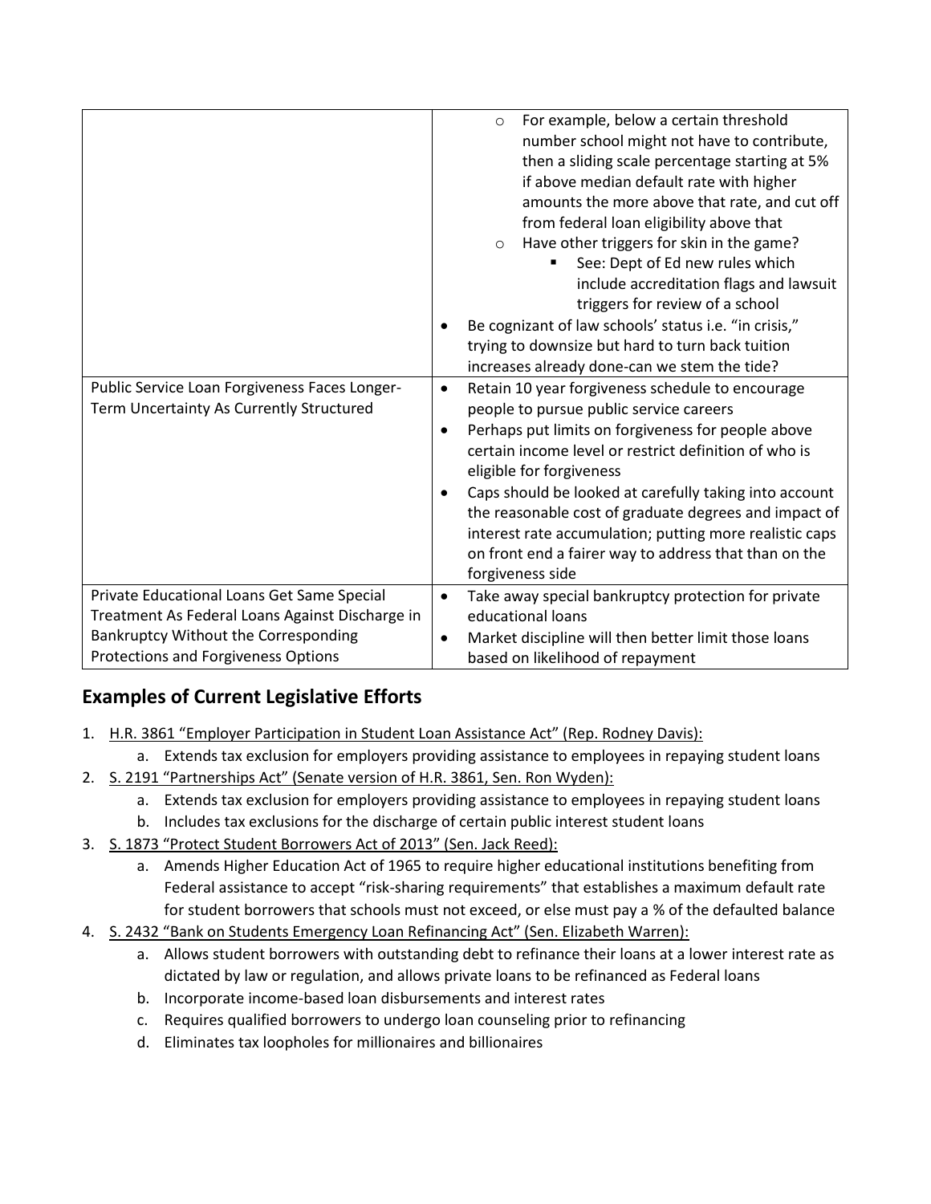| | |
|---|---|
| | ◦ For example, below a certain threshold number school might not have to contribute, then a sliding scale percentage starting at 5% if above median default rate with higher amounts the more above that rate, and cut off from federal loan eligibility above that<br>◦ Have other triggers for skin in the game?<br>▪ See: Dept of Ed new rules which include accreditation flags and lawsuit triggers for review of a school<br>• Be cognizant of law schools' status i.e. "in crisis," trying to downsize but hard to turn back tuition increases already done-can we stem the tide? |
| Public Service Loan Forgiveness Faces Longer-Term Uncertainty As Currently Structured | • Retain 10 year forgiveness schedule to encourage people to pursue public service careers<br>• Perhaps put limits on forgiveness for people above certain income level or restrict definition of who is eligible for forgiveness<br>• Caps should be looked at carefully taking into account the reasonable cost of graduate degrees and impact of interest rate accumulation; putting more realistic caps on front end a fairer way to address that than on the forgiveness side |
| Private Educational Loans Get Same Special Treatment As Federal Loans Against Discharge in Bankruptcy Without the Corresponding Protections and Forgiveness Options | • Take away special bankruptcy protection for private educational loans<br>• Market discipline will then better limit those loans based on likelihood of repayment |

## Examples of Current Legislative Efforts

1. H.R. 3861 "Employer Participation in Student Loan Assistance Act" (Rep. Rodney Davis):
   a. Extends tax exclusion for employers providing assistance to employees in repaying student loans
2. S. 2191 "Partnerships Act" (Senate version of H.R. 3861, Sen. Ron Wyden):
   a. Extends tax exclusion for employers providing assistance to employees in repaying student loans
   b. Includes tax exclusions for the discharge of certain public interest student loans
3. S. 1873 "Protect Student Borrowers Act of 2013" (Sen. Jack Reed):
   a. Amends Higher Education Act of 1965 to require higher educational institutions benefiting from Federal assistance to accept "risk-sharing requirements" that establishes a maximum default rate for student borrowers that schools must not exceed, or else must pay a % of the defaulted balance
4. S. 2432 "Bank on Students Emergency Loan Refinancing Act" (Sen. Elizabeth Warren):
   a. Allows student borrowers with outstanding debt to refinance their loans at a lower interest rate as dictated by law or regulation, and allows private loans to be refinanced as Federal loans
   b. Incorporate income-based loan disbursements and interest rates
   c. Requires qualified borrowers to undergo loan counseling prior to refinancing
   d. Eliminates tax loopholes for millionaires and billionaires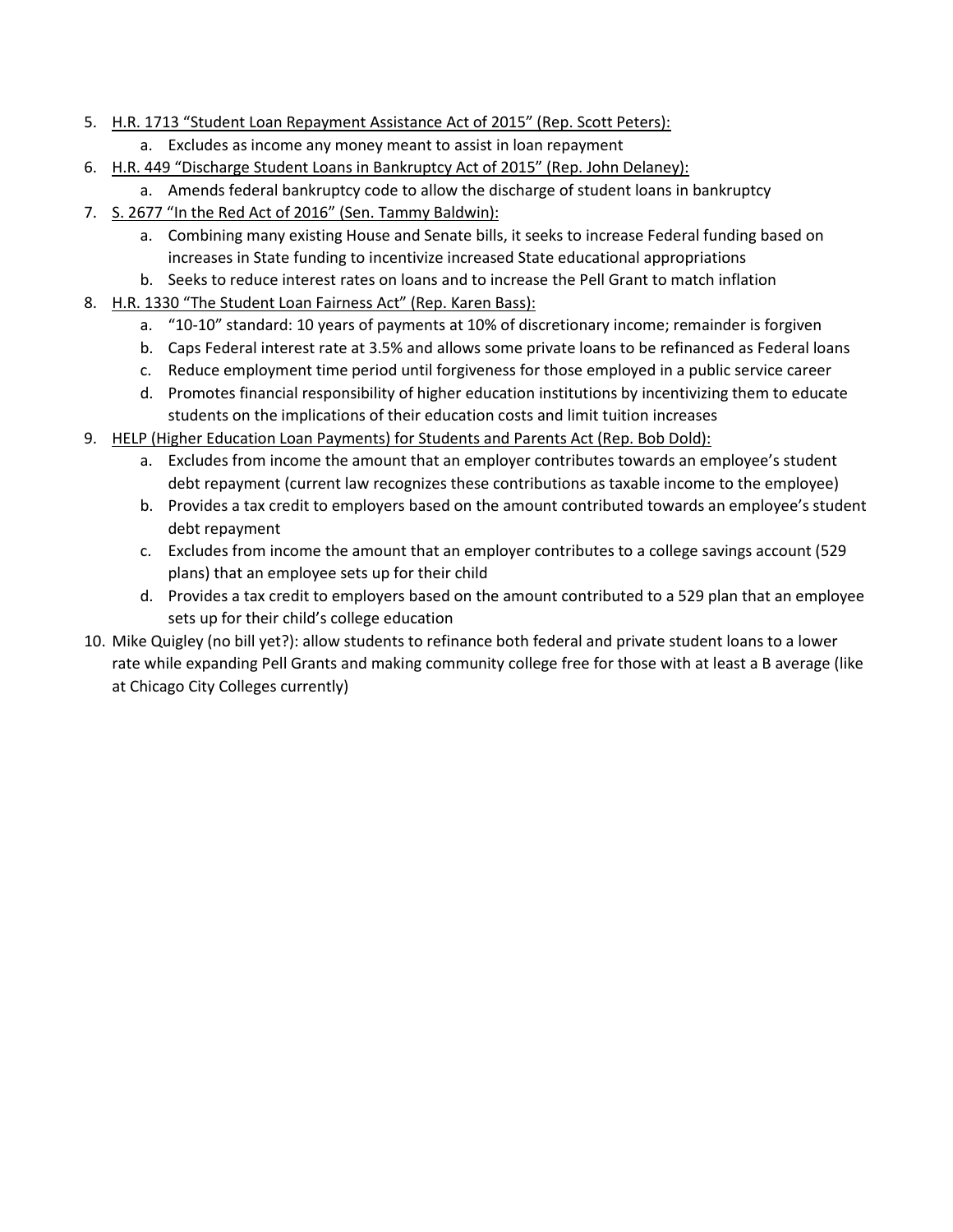5. <u>H.R. 1713 "Student Loan Repayment Assistance Act of 2015" (Rep. Scott Peters):</u>
    a. Excludes as income any money meant to assist in loan repayment
6. <u>H.R. 449 "Discharge Student Loans in Bankruptcy Act of 2015" (Rep. John Delaney):</u>
    a. Amends federal bankruptcy code to allow the discharge of student loans in bankruptcy
7. <u>S. 2677 "In the Red Act of 2016" (Sen. Tammy Baldwin):</u>
    a. Combining many existing House and Senate bills, it seeks to increase Federal funding based on increases in State funding to incentivize increased State educational appropriations
    b. Seeks to reduce interest rates on loans and to increase the Pell Grant to match inflation
8. <u>H.R. 1330 "The Student Loan Fairness Act" (Rep. Karen Bass):</u>
    a. "10-10" standard: 10 years of payments at 10% of discretionary income; remainder is forgiven
    b. Caps Federal interest rate at 3.5% and allows some private loans to be refinanced as Federal loans
    c. Reduce employment time period until forgiveness for those employed in a public service career
    d. Promotes financial responsibility of higher education institutions by incentivizing them to educate students on the implications of their education costs and limit tuition increases
9. <u>HELP (Higher Education Loan Payments) for Students and Parents Act (Rep. Bob Dold):</u>
    a. Excludes from income the amount that an employer contributes towards an employee's student debt repayment (current law recognizes these contributions as taxable income to the employee)
    b. Provides a tax credit to employers based on the amount contributed towards an employee's student debt repayment
    c. Excludes from income the amount that an employer contributes to a college savings account (529 plans) that an employee sets up for their child
    d. Provides a tax credit to employers based on the amount contributed to a 529 plan that an employee sets up for their child's college education
10. Mike Quigley (no bill yet?): allow students to refinance both federal and private student loans to a lower rate while expanding Pell Grants and making community college free for those with at least a B average (like at Chicago City Colleges currently)